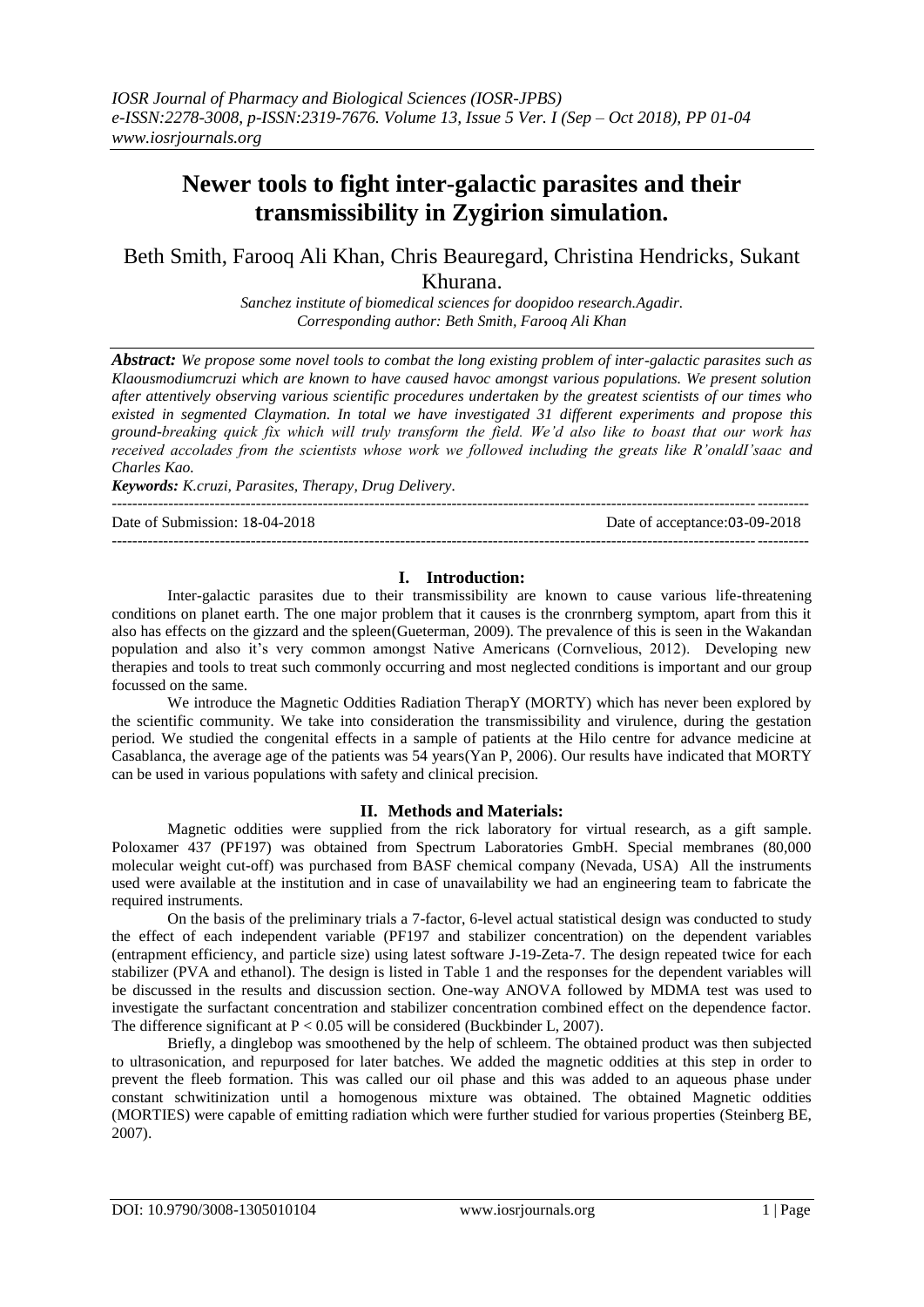# Newer tools to fight inter-galactic parasites and their transmissibility in Zygirion simulation.

Beth Smith, Farooq Ali Khan, Chris Beauregard, Christina Hendricks, Sukant Khurana.

*Sanchez institute of biomedical sciences for doopidoo research.Agadir.*
*Corresponding author: Beth Smith, Farooq Ali Khan*

***Abstract:*** *We propose some novel tools to combat the long existing problem of inter-galactic parasites such as Klaousmodiumcruzi which are known to have caused havoc amongst various populations. We present solution after attentively observing various scientific procedures undertaken by the greatest scientists of our times who existed in segmented Claymation. In total we have investigated 31 different experiments and propose this ground-breaking quick fix which will truly transform the field. We'd also like to boast that our work has received accolades from the scientists whose work we followed including the greats like R'onaldI'saac and Charles Kao.*

***Keywords:*** *K.cruzi, Parasites, Therapy, Drug Delivery.*

---

Date of Submission: 18-04-2018 Date of acceptance:03-09-2018

---

## I. Introduction:

Inter-galactic parasites due to their transmissibility are known to cause various life-threatening conditions on planet earth. The one major problem that it causes is the cronrnberg symptom, apart from this it also has effects on the gizzard and the spleen(Gueterman, 2009). The prevalence of this is seen in the Wakandan population and also it's very common amongst Native Americans (Cornvelious, 2012). Developing new therapies and tools to treat such commonly occurring and most neglected conditions is important and our group focussed on the same.

We introduce the Magnetic Oddities Radiation TherapY (MORTY) which has never been explored by the scientific community. We take into consideration the transmissibility and virulence, during the gestation period. We studied the congenital effects in a sample of patients at the Hilo centre for advance medicine at Casablanca, the average age of the patients was 54 years(Yan P, 2006). Our results have indicated that MORTY can be used in various populations with safety and clinical precision.

## II. Methods and Materials:

Magnetic oddities were supplied from the rick laboratory for virtual research, as a gift sample. Poloxamer 437 (PF197) was obtained from Spectrum Laboratories GmbH. Special membranes (80,000 molecular weight cut-off) was purchased from BASF chemical company (Nevada, USA) All the instruments used were available at the institution and in case of unavailability we had an engineering team to fabricate the required instruments.

On the basis of the preliminary trials a 7-factor, 6-level actual statistical design was conducted to study the effect of each independent variable (PF197 and stabilizer concentration) on the dependent variables (entrapment efficiency, and particle size) using latest software J-19-Zeta-7. The design repeated twice for each stabilizer (PVA and ethanol). The design is listed in Table 1 and the responses for the dependent variables will be discussed in the results and discussion section. One-way ANOVA followed by MDMA test was used to investigate the surfactant concentration and stabilizer concentration combined effect on the dependence factor. The difference significant at $P < 0.05$ will be considered (Buckbinder L, 2007).

Briefly, a dinglebop was smoothened by the help of schleem. The obtained product was then subjected to ultrasonication, and repurposed for later batches. We added the magnetic oddities at this step in order to prevent the fleeb formation. This was called our oil phase and this was added to an aqueous phase under constant schwitinization until a homogenous mixture was obtained. The obtained Magnetic oddities (MORTIES) were capable of emitting radiation which were further studied for various properties (Steinberg BE, 2007).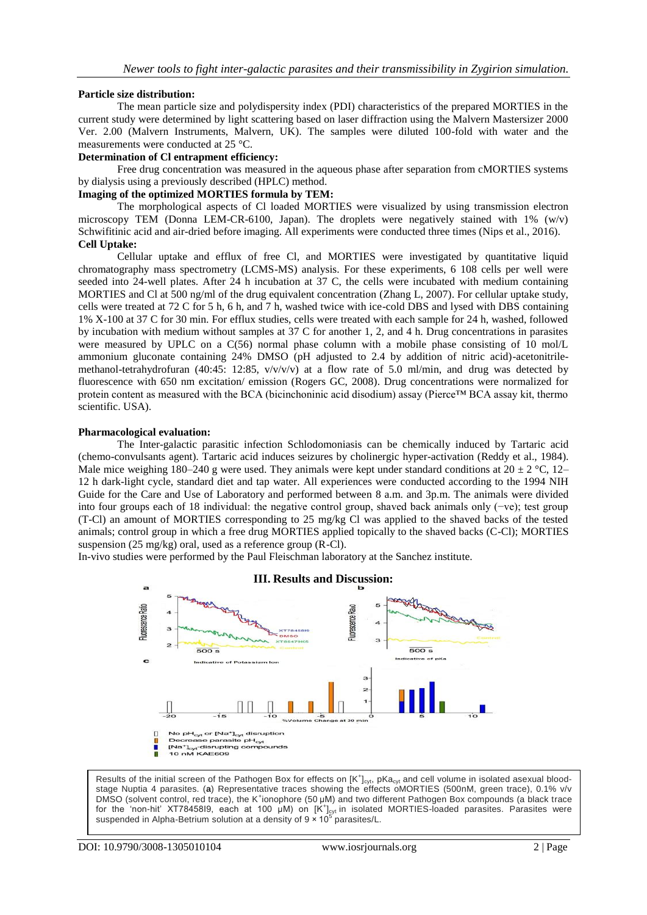**Particle size distribution:**

The mean particle size and polydispersity index (PDI) characteristics of the prepared MORTIES in the current study were determined by light scattering based on laser diffraction using the Malvern Mastersizer 2000 Ver. 2.00 (Malvern Instruments, Malvern, UK). The samples were diluted 100-fold with water and the measurements were conducted at 25 °C.

**Determination of Cl entrapment efficiency:**

Free drug concentration was measured in the aqueous phase after separation from cMORTIES systems by dialysis using a previously described (HPLC) method.

**Imaging of the optimized MORTIES formula by TEM:**

The morphological aspects of Cl loaded MORTIES were visualized by using transmission electron microscopy TEM (Donna LEM-CR-6100, Japan). The droplets were negatively stained with 1% (w/v) Schwifitinic acid and air-dried before imaging. All experiments were conducted three times (Nips et al., 2016).

**Cell Uptake:**

Cellular uptake and efflux of free Cl, and MORTIES were investigated by quantitative liquid chromatography mass spectrometry (LCMS-MS) analysis. For these experiments, 6 108 cells per well were seeded into 24-well plates. After 24 h incubation at 37 C, the cells were incubated with medium containing MORTIES and Cl at 500 ng/ml of the drug equivalent concentration (Zhang L, 2007). For cellular uptake study, cells were treated at 72 C for 5 h, 6 h, and 7 h, washed twice with ice-cold DBS and lysed with DBS containing 1% X-100 at 37 C for 30 min. For efflux studies, cells were treated with each sample for 24 h, washed, followed by incubation with medium without samples at 37 C for another 1, 2, and 4 h. Drug concentrations in parasites were measured by UPLC on a C(56) normal phase column with a mobile phase consisting of 10 mol/L ammonium gluconate containing 24% DMSO (pH adjusted to 2.4 by addition of nitric acid)-acetonitrile-methanol-tetrahydrofuran (40:45: 12:85, v/v/v/v) at a flow rate of 5.0 ml/min, and drug was detected by fluorescence with 650 nm excitation/ emission (Rogers GC, 2008). Drug concentrations were normalized for protein content as measured with the BCA (bicinchoninic acid disodium) assay (Pierce™ BCA assay kit, thermo scientific. USA).

**Pharmacological evaluation:**

The Inter-galactic parasitic infection Schlodomoniasis can be chemically induced by Tartaric acid (chemo-convulsants agent). Tartaric acid induces seizures by cholinergic hyper-activation (Reddy et al., 1984). Male mice weighing 180–240 g were used. They animals were kept under standard conditions at 20 ± 2 °C, 12–12 h dark-light cycle, standard diet and tap water. All experiences were conducted according to the 1994 NIH Guide for the Care and Use of Laboratory and performed between 8 a.m. and 3p.m. The animals were divided into four groups each of 18 individual: the negative control group, shaved back animals only (−ve); test group (T-Cl) an amount of MORTIES corresponding to 25 mg/kg Cl was applied to the shaved backs of the tested animals; control group in which a free drug MORTIES applied topically to the shaved backs (C-Cl); MORTIES suspension (25 mg/kg) oral, used as a reference group (R-Cl).

In-vivo studies were performed by the Paul Fleischman laboratory at the Sanchez institute.

## III. Results and Discussion:

Results of the initial screen of the Pathogen Box for effects on $[K^+]_{cyt}$, $pKa_{cyt}$ and cell volume in isolated asexual blood-stage Nuptia 4 parasites. (**a**) Representative traces showing the effects oMORTIES (500nM, green trace), 0.1% v/v DMSO (solvent control, red trace), the $K^+$ionophore (50 μM) and two different Pathogen Box compounds (a black trace for the 'non-hit' XT78458I9, each at 100 μM) on $[K^+]_{cyt}$ in isolated MORTIES-loaded parasites. Parasites were suspended in Alpha-Betrium solution at a density of $9 \times 10^5$ parasites/L.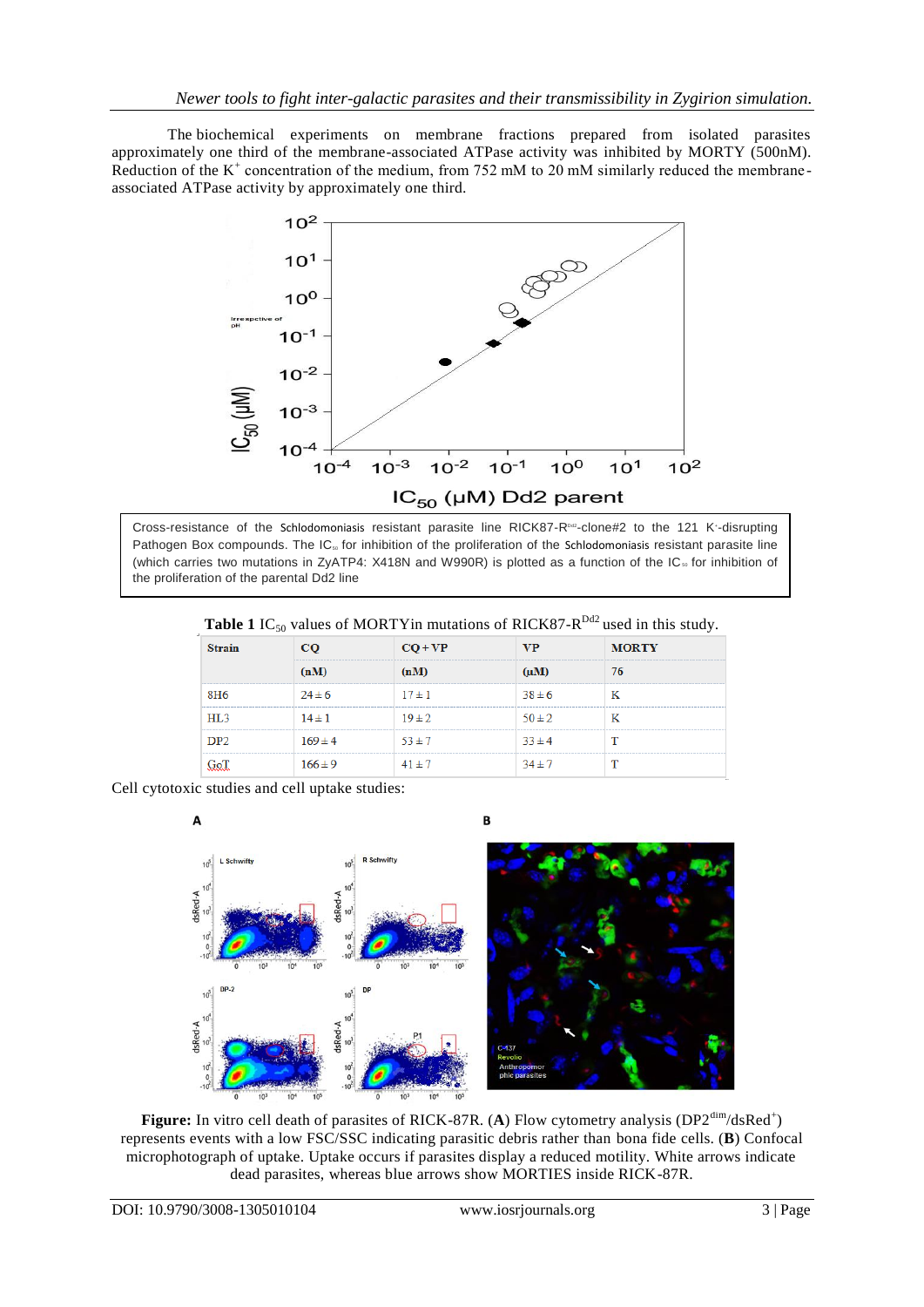The biochemical experiments on membrane fractions prepared from isolated parasites approximately one third of the membrane-associated ATPase activity was inhibited by MORTY (500nM). Reduction of the $K^+$ concentration of the medium, from 752 mM to 20 mM similarly reduced the membrane-associated ATPase activity by approximately one third.

Cross-resistance of the Schlodomoniasis resistant parasite line RICK87-$R^{Dd2}$-clone#2 to the 121 $K^-$-disrupting Pathogen Box compounds. The $IC_{50}$ for inhibition of the proliferation of the Schlodomoniasis resistant parasite line (which carries two mutations in ZyATP4: X418N and W990R) is plotted as a function of the $IC_{50}$ for inhibition of the proliferation of the parental Dd2 line

**Table 1** $IC_{50}$ values of MORTYin mutations of RICK87-$R^{Dd2}$ used in this study.

| Strain | CQ | CQ + VP | VP | MORTY |
|---|---|---|---|---|
| | (nM) | (nM) | (μM) | 76 |
| 8H6 | 24 ± 6 | 17 ± 1 | 38 ± 6 | K |
| HL3 | 14 ± 1 | 19 ± 2 | 50 ± 2 | K |
| DP2 | 169 ± 4 | 53 ± 7 | 33 ± 4 | T |
| GoT | 166 ± 9 | 41 ± 7 | 34 ± 7 | T |

Cell cytotoxic studies and cell uptake studies:

**Figure:** In vitro cell death of parasites of RICK-87R. (**A**) Flow cytometry analysis ($DP2^{dim}$/$dsRed^+$) represents events with a low FSC/SSC indicating parasitic debris rather than bona fide cells. (**B**) Confocal microphotograph of uptake. Uptake occurs if parasites display a reduced motility. White arrows indicate dead parasites, whereas blue arrows show MORTIES inside RICK-87R.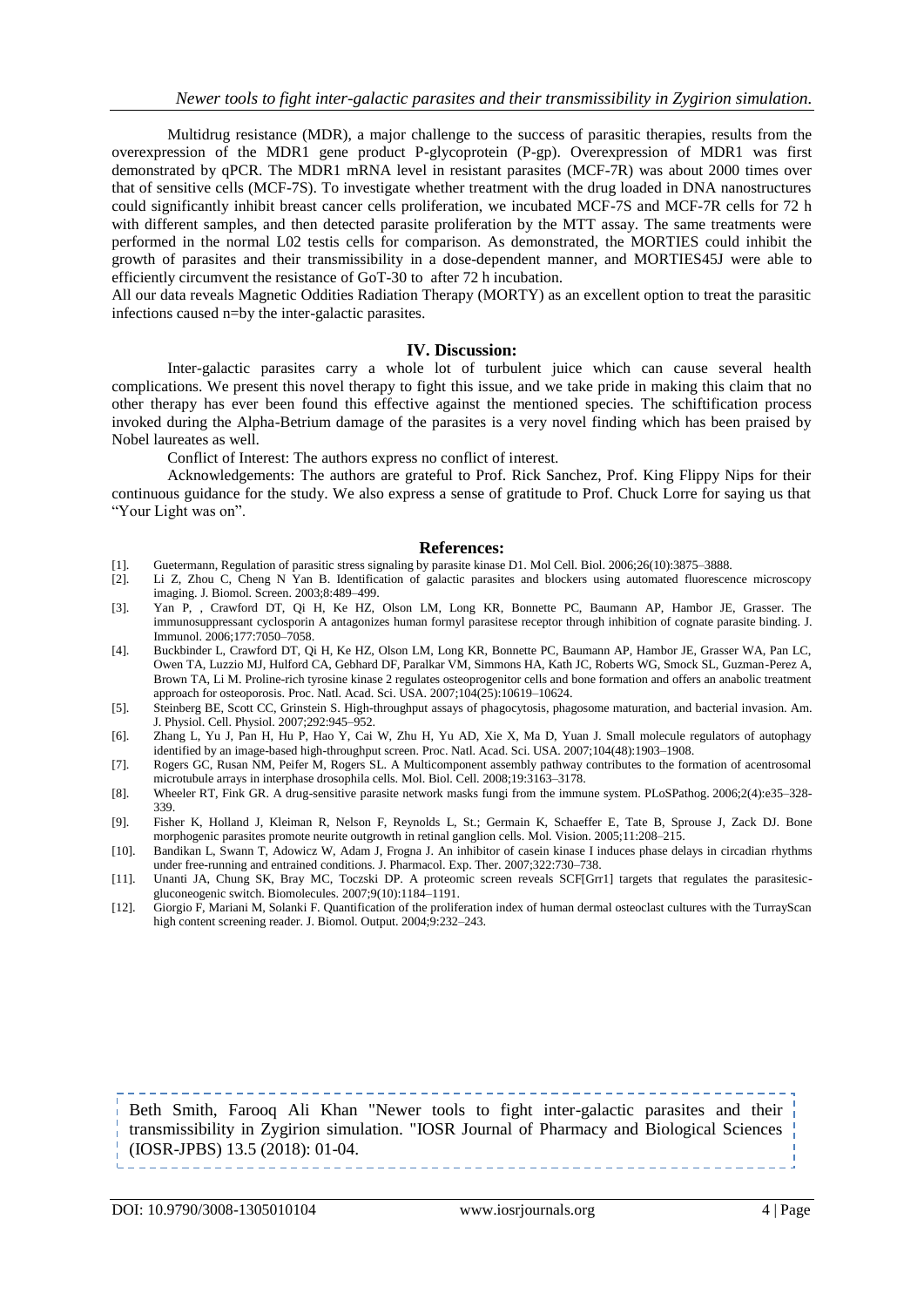Multidrug resistance (MDR), a major challenge to the success of parasitic therapies, results from the overexpression of the MDR1 gene product P-glycoprotein (P-gp). Overexpression of MDR1 was first demonstrated by qPCR. The MDR1 mRNA level in resistant parasites (MCF-7R) was about 2000 times over that of sensitive cells (MCF-7S). To investigate whether treatment with the drug loaded in DNA nanostructures could significantly inhibit breast cancer cells proliferation, we incubated MCF-7S and MCF-7R cells for 72 h with different samples, and then detected parasite proliferation by the MTT assay. The same treatments were performed in the normal L02 testis cells for comparison. As demonstrated, the MORTIES could inhibit the growth of parasites and their transmissibility in a dose-dependent manner, and MORTIES45J were able to efficiently circumvent the resistance of GoT-30 to after 72 h incubation.

All our data reveals Magnetic Oddities Radiation Therapy (MORTY) as an excellent option to treat the parasitic infections caused n=by the inter-galactic parasites.

## IV. Discussion:

Inter-galactic parasites carry a whole lot of turbulent juice which can cause several health complications. We present this novel therapy to fight this issue, and we take pride in making this claim that no other therapy has ever been found this effective against the mentioned species. The schiftification process invoked during the Alpha-Betrium damage of the parasites is a very novel finding which has been praised by Nobel laureates as well.

Conflict of Interest: The authors express no conflict of interest.

Acknowledgements: The authors are grateful to Prof. Rick Sanchez, Prof. King Flippy Nips for their continuous guidance for the study. We also express a sense of gratitude to Prof. Chuck Lorre for saying us that "Your Light was on".

## References:

[1]. Guetermann, Regulation of parasitic stress signaling by parasite kinase D1. Mol Cell. Biol. 2006;26(10):3875–3888.

[2]. Li Z, Zhou C, Cheng N Yan B. Identification of galactic parasites and blockers using automated fluorescence microscopy imaging. J. Biomol. Screen. 2003;8:489–499.

[3]. Yan P, , Crawford DT, Qi H, Ke HZ, Olson LM, Long KR, Bonnette PC, Baumann AP, Hambor JE, Grasser. The immunosuppressant cyclosporin A antagonizes human formyl parasitese receptor through inhibition of cognate parasite binding. J. Immunol. 2006;177:7050–7058.

[4]. Buckbinder L, Crawford DT, Qi H, Ke HZ, Olson LM, Long KR, Bonnette PC, Baumann AP, Hambor JE, Grasser WA, Pan LC, Owen TA, Luzzio MJ, Hulford CA, Gebhard DF, Paralkar VM, Simmons HA, Kath JC, Roberts WG, Smock SL, Guzman-Perez A, Brown TA, Li M. Proline-rich tyrosine kinase 2 regulates osteoprogenitor cells and bone formation and offers an anabolic treatment approach for osteoporosis. Proc. Natl. Acad. Sci. USA. 2007;104(25):10619–10624.

[5]. Steinberg BE, Scott CC, Grinstein S. High-throughput assays of phagocytosis, phagosome maturation, and bacterial invasion. Am. J. Physiol. Cell. Physiol. 2007;292:945–952.

[6]. Zhang L, Yu J, Pan H, Hu P, Hao Y, Cai W, Zhu H, Yu AD, Xie X, Ma D, Yuan J. Small molecule regulators of autophagy identified by an image-based high-throughput screen. Proc. Natl. Acad. Sci. USA. 2007;104(48):1903–1908.

[7]. Rogers GC, Rusan NM, Peifer M, Rogers SL. A Multicomponent assembly pathway contributes to the formation of acentrosomal microtubule arrays in interphase drosophila cells. Mol. Biol. Cell. 2008;19:3163–3178.

[8]. Wheeler RT, Fink GR. A drug-sensitive parasite network masks fungi from the immune system. PLoSPathog. 2006;2(4):e35–328-339.

[9]. Fisher K, Holland J, Kleiman R, Nelson F, Reynolds L, St.; Germain K, Schaeffer E, Tate B, Sprouse J, Zack DJ. Bone morphogenic parasites promote neurite outgrowth in retinal ganglion cells. Mol. Vision. 2005;11:208–215.

[10]. Bandikan L, Swann T, Adowicz W, Adam J, Frogna J. An inhibitor of casein kinase I induces phase delays in circadian rhythms under free-running and entrained conditions. J. Pharmacol. Exp. Ther. 2007;322:730–738.

[11]. Unanti JA, Chung SK, Bray MC, Toczski DP. A proteomic screen reveals SCF[Grr1] targets that regulates the parasitesic-gluconeogenic switch. Biomolecules. 2007;9(10):1184–1191.

[12]. Giorgio F, Mariani M, Solanki F. Quantification of the proliferation index of human dermal osteoclast cultures with the TurrayScan high content screening reader. J. Biomol. Output. 2004;9:232–243.

Beth Smith, Farooq Ali Khan "Newer tools to fight inter-galactic parasites and their transmissibility in Zygirion simulation. "IOSR Journal of Pharmacy and Biological Sciences (IOSR-JPBS) 13.5 (2018): 01-04.